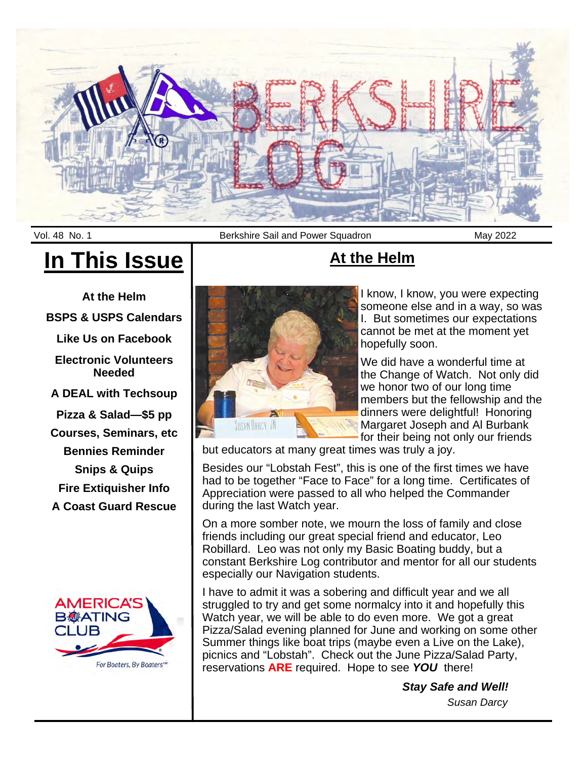# BERKSHIRE LOG

Vol. 48 No. 1 | Berkshire Sail and Power Squadron | May 2022

## In This Issue

**At the Helm**

**BSPS & USPS Calendars**

**Like Us on Facebook**

**Electronic Volunteers Needed**

**A DEAL with Techsoup**

**Pizza & Salad—$5 pp**

**Courses, Seminars, etc**

**Bennies Reminder**

**Snips & Quips**

**Fire Extiquisher Info**

**A Coast Guard Rescue**

## At the Helm

I know, I know, you were expecting someone else and in a way, so was I. But sometimes our expectations cannot be met at the moment yet hopefully soon.

We did have a wonderful time at the Change of Watch. Not only did we honor two of our long time members but the fellowship and the dinners were delightful! Honoring Margaret Joseph and Al Burbank for their being not only our friends but educators at many great times was truly a joy.

Besides our "Lobstah Fest", this is one of the first times we have had to be together "Face to Face" for a long time. Certificates of Appreciation were passed to all who helped the Commander during the last Watch year.

On a more somber note, we mourn the loss of family and close friends including our great special friend and educator, Leo Robillard. Leo was not only my Basic Boating buddy, but a constant Berkshire Log contributor and mentor for all our students especially our Navigation students.

I have to admit it was a sobering and difficult year and we all struggled to try and get some normalcy into it and hopefully this Watch year, we will be able to do even more. We got a great Pizza/Salad evening planned for June and working on some other Summer things like boat trips (maybe even a Live on the Lake), picnics and "Lobstah". Check out the June Pizza/Salad Party, reservations **ARE** required. Hope to see ***YOU*** there!

***Stay Safe and Well!***

*Susan Darcy*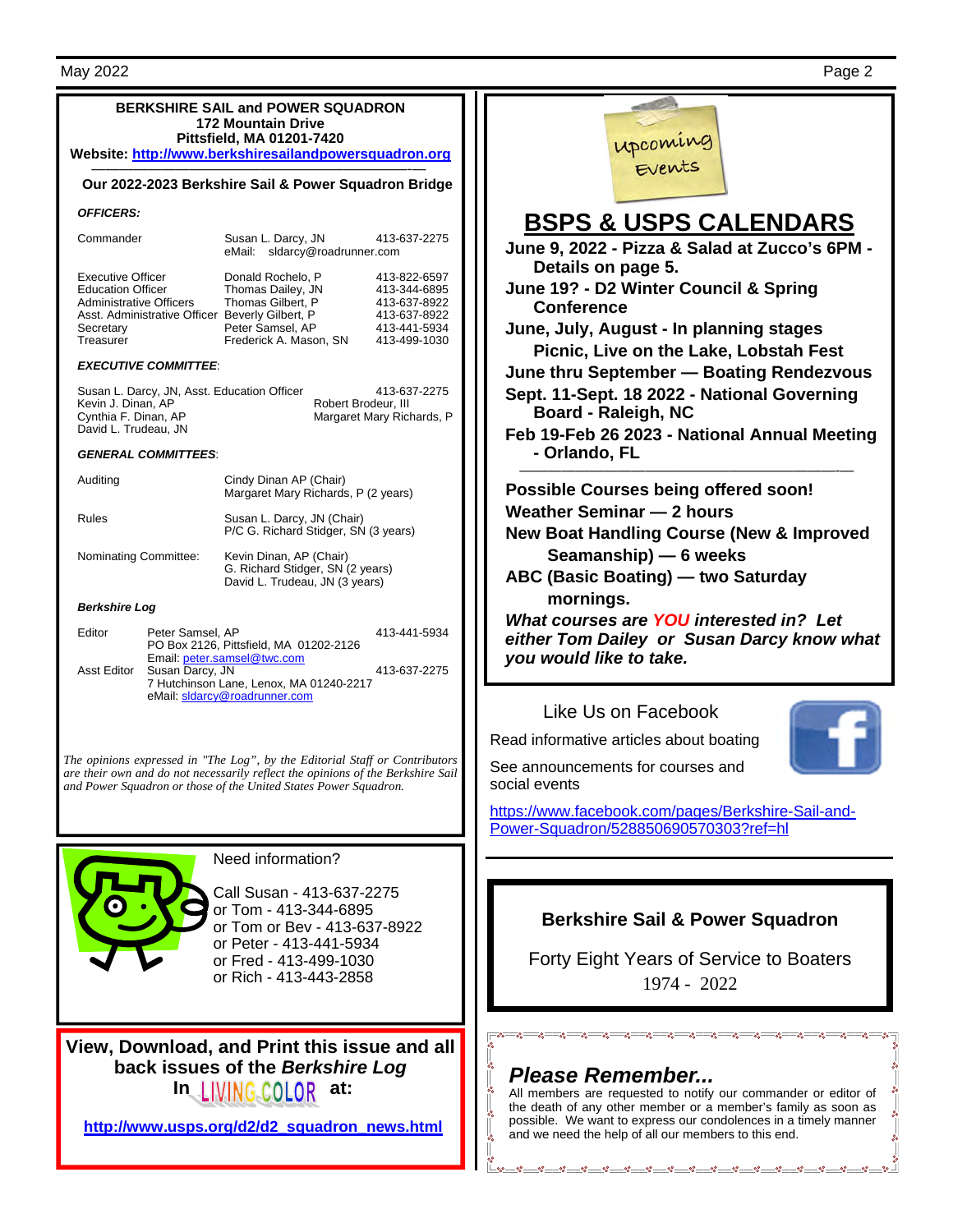**BERKSHIRE SAIL and POWER SQUADRON**
**172 Mountain Drive**
**Pittsfield, MA 01201-7420**
**Website: http://www.berkshiresailandpowersquadron.org**

## Our 2022-2023 Berkshire Sail & Power Squadron Bridge

***OFFICERS:***

| | | |
|---|---|---|
| Commander | Susan L. Darcy, JN<br>eMail: sldarcy@roadrunner.com | 413-637-2275 |
| Executive Officer | Donald Rochelo, P | 413-822-6597 |
| Education Officer | Thomas Dailey, JN | 413-344-6895 |
| Administrative Officers | Thomas Gilbert, P | 413-637-8922 |
| Asst. Administrative Officer | Beverly Gilbert, P | 413-637-8922 |
| Secretary | Peter Samsel, AP | 413-441-5934 |
| Treasurer | Frederick A. Mason, SN | 413-499-1030 |

***EXECUTIVE COMMITTEE*:**

Susan L. Darcy, JN, Asst. Education Officer 413-637-2275
Kevin J. Dinan, AP
Cynthia F. Dinan, AP
David L. Trudeau, JN
Robert Brodeur, III
Margaret Mary Richards, P

***GENERAL COMMITTEES*:**

| | |
|---|---|
| Auditing | Cindy Dinan AP (Chair)<br>Margaret Mary Richards, P (2 years) |
| Rules | Susan L. Darcy, JN (Chair)<br>P/C G. Richard Stidger, SN (3 years) |
| Nominating Committee: | Kevin Dinan, AP (Chair)<br>G. Richard Stidger, SN (2 years)<br>David L. Trudeau, JN (3 years) |

***Berkshire Log***

| | | |
|---|---|---|
| Editor | Peter Samsel, AP<br>PO Box 2126, Pittsfield, MA 01202-2126<br>Email: peter.samsel@twc.com | 413-441-5934 |
| Asst Editor | Susan Darcy, JN<br>7 Hutchinson Lane, Lenox, MA 01240-2217<br>eMail: sldarcy@roadrunner.com | 413-637-2275 |

*The opinions expressed in "The Log", by the Editorial Staff or Contributors are their own and do not necessarily reflect the opinions of the Berkshire Sail and Power Squadron or those of the United States Power Squadron.*

Need information?

Call Susan - 413-637-2275
or Tom - 413-344-6895
or Tom or Bev - 413-637-8922
or Peter - 413-441-5934
or Fred - 413-499-1030
or Rich - 413-443-2858

**View, Download, and Print this issue and all back issues of the *Berkshire Log* In LIVING COLOR at:**

**http://www.usps.org/d2/d2_squadron_news.html**

Upcoming Events

# BSPS & USPS CALENDARS

**June 9, 2022 - Pizza & Salad at Zucco's 6PM - Details on page 5.**
**June 19? - D2 Winter Council & Spring Conference**
**June, July, August - In planning stages Picnic, Live on the Lake, Lobstah Fest**
**June thru September — Boating Rendezvous**
**Sept. 11-Sept. 18 2022 - National Governing Board - Raleigh, NC**
**Feb 19-Feb 26 2023 - National Annual Meeting - Orlando, FL**

**Possible Courses being offered soon!**
**Weather Seminar — 2 hours**
**New Boat Handling Course (New & Improved Seamanship) — 6 weeks**
**ABC (Basic Boating) — two Saturday mornings.**
***What courses are YOU interested in? Let either Tom Dailey or Susan Darcy know what you would like to take.***

Like Us on Facebook

Read informative articles about boating

See announcements for courses and social events

https://www.facebook.com/pages/Berkshire-Sail-and-Power-Squadron/528850690570303?ref=hl

**Berkshire Sail & Power Squadron**

Forty Eight Years of Service to Boaters
1974 - 2022

## *Please Remember...*

All members are requested to notify our commander or editor of the death of any other member or a member's family as soon as possible. We want to express our condolences in a timely manner and we need the help of all our members to this end.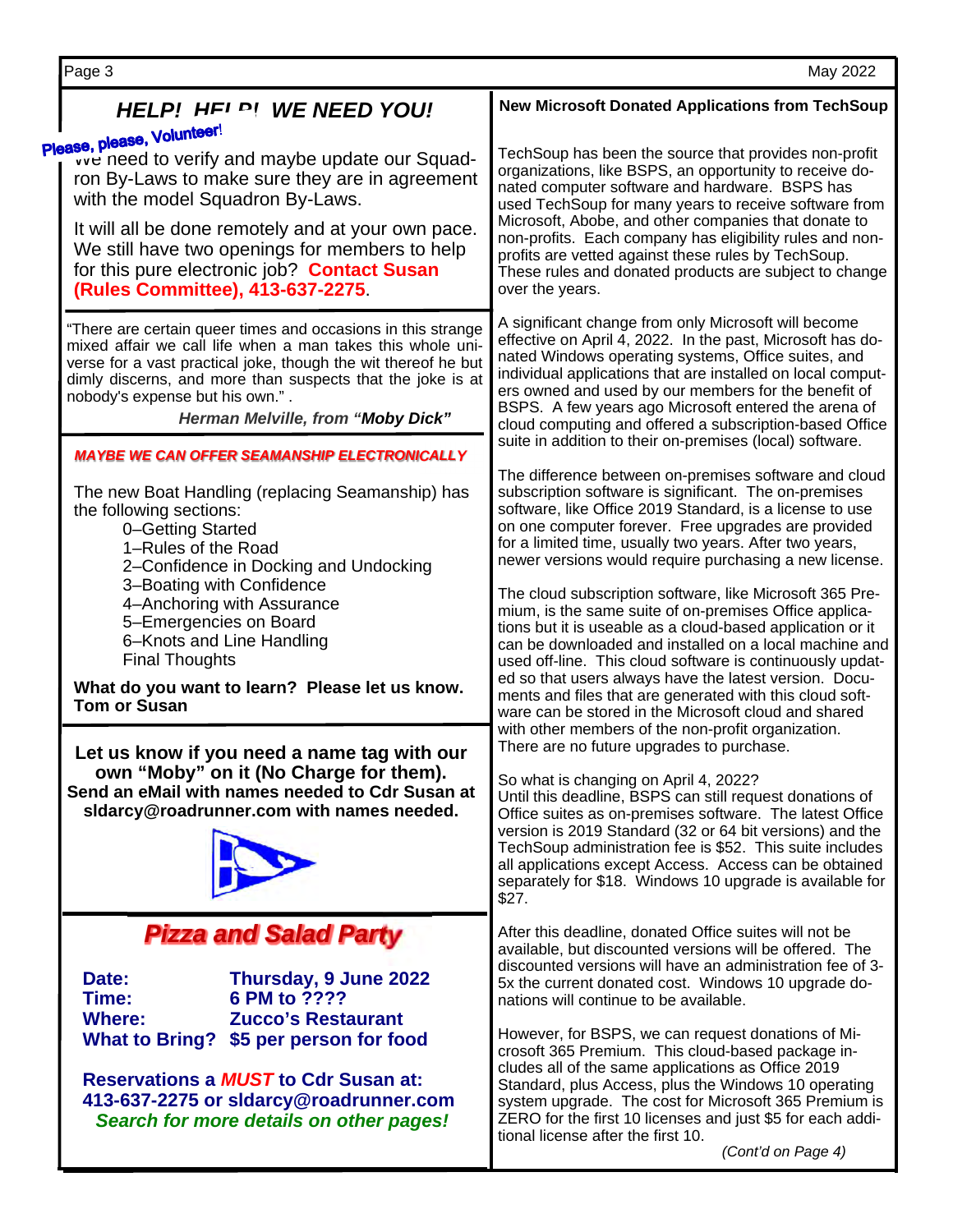## HELP! HELP! WE NEED YOU!

**Please, please, Volunteer!**

We need to verify and maybe update our Squadron By-Laws to make sure they are in agreement with the model Squadron By-Laws.

It will all be done remotely and at your own pace. We still have two openings for members to help for this pure electronic job? **Contact Susan (Rules Committee), 413-637-2275**.

"There are certain queer times and occasions in this strange mixed affair we call life when a man takes this whole universe for a vast practical joke, though the wit thereof he but dimly discerns, and more than suspects that the joke is at nobody's expense but his own." .

***Herman Melville, from "Moby Dick"***

### *MAYBE WE CAN OFFER SEAMANSHIP ELECTRONICALLY*

The new Boat Handling (replacing Seamanship) has the following sections:

- 0–Getting Started
- 1–Rules of the Road
- 2–Confidence in Docking and Undocking
- 3–Boating with Confidence
- 4–Anchoring with Assurance
- 5–Emergencies on Board
- 6–Knots and Line Handling
- Final Thoughts

**What do you want to learn? Please let us know. Tom or Susan**

**Let us know if you need a name tag with our own "Moby" on it (No Charge for them). Send an eMail with names needed to Cdr Susan at sldarcy@roadrunner.com with names needed.**

## *Pizza and Salad Party*

**Date:** **Thursday, 9 June 2022**
**Time:** **6 PM to ????**
**Where:** **Zucco's Restaurant**
**What to Bring?** **$5 per person for food**

**Reservations a *MUST* to Cdr Susan at: 413-637-2275 or sldarcy@roadrunner.com**
***Search for more details on other pages!***

### New Microsoft Donated Applications from TechSoup

TechSoup has been the source that provides non-profit organizations, like BSPS, an opportunity to receive donated computer software and hardware. BSPS has used TechSoup for many years to receive software from Microsoft, Abobe, and other companies that donate to non-profits. Each company has eligibility rules and non-profits are vetted against these rules by TechSoup. These rules and donated products are subject to change over the years.

A significant change from only Microsoft will become effective on April 4, 2022. In the past, Microsoft has donated Windows operating systems, Office suites, and individual applications that are installed on local computers owned and used by our members for the benefit of BSPS. A few years ago Microsoft entered the arena of cloud computing and offered a subscription-based Office suite in addition to their on-premises (local) software.

The difference between on-premises software and cloud subscription software is significant. The on-premises software, like Office 2019 Standard, is a license to use on one computer forever. Free upgrades are provided for a limited time, usually two years. After two years, newer versions would require purchasing a new license.

The cloud subscription software, like Microsoft 365 Premium, is the same suite of on-premises Office applications but it is useable as a cloud-based application or it can be downloaded and installed on a local machine and used off-line. This cloud software is continuously updated so that users always have the latest version. Documents and files that are generated with this cloud software can be stored in the Microsoft cloud and shared with other members of the non-profit organization. There are no future upgrades to purchase.

So what is changing on April 4, 2022?
Until this deadline, BSPS can still request donations of Office suites as on-premises software. The latest Office version is 2019 Standard (32 or 64 bit versions) and the TechSoup administration fee is $52. This suite includes all applications except Access. Access can be obtained separately for $18. Windows 10 upgrade is available for $27.

After this deadline, donated Office suites will not be available, but discounted versions will be offered. The discounted versions will have an administration fee of 3-5x the current donated cost. Windows 10 upgrade donations will continue to be available.

However, for BSPS, we can request donations of Microsoft 365 Premium. This cloud-based package includes all of the same applications as Office 2019 Standard, plus Access, plus the Windows 10 operating system upgrade. The cost for Microsoft 365 Premium is ZERO for the first 10 licenses and just $5 for each additional license after the first 10.

*(Cont'd on Page 4)*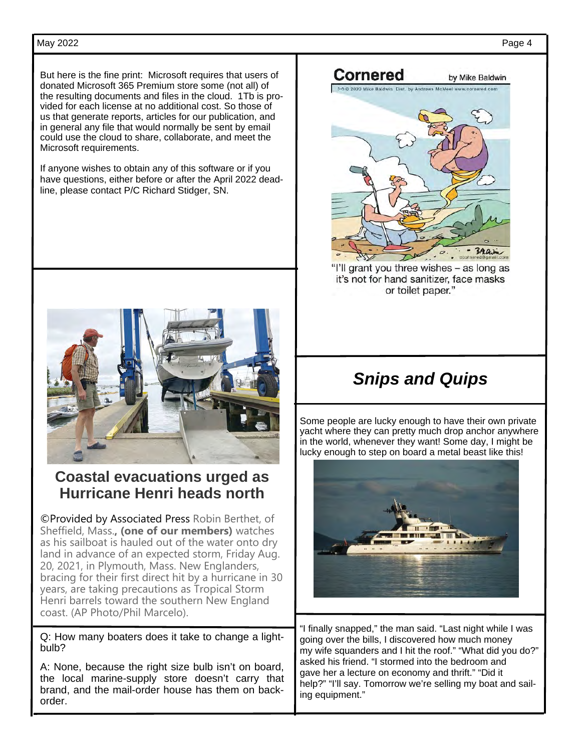But here is the fine print: Microsoft requires that users of donated Microsoft 365 Premium store some (not all) of the resulting documents and files in the cloud. 1Tb is provided for each license at no additional cost. So those of us that generate reports, articles for our publication, and in general any file that would normally be sent by email could use the cloud to share, collaborate, and meet the Microsoft requirements.

If anyone wishes to obtain any of this software or if you have questions, either before or after the April 2022 deadline, please contact P/C Richard Stidger, SN.

**Cornered** by Mike Baldwin

"I'll grant you three wishes – as long as it's not for hand sanitizer, face masks or toilet paper."

## Coastal evacuations urged as Hurricane Henri heads north

©Provided by Associated Press Robin Berthet, of Sheffield, Mass**., (one of our members)** watches as his sailboat is hauled out of the water onto dry land in advance of an expected storm, Friday Aug. 20, 2021, in Plymouth, Mass. New Englanders, bracing for their first direct hit by a hurricane in 30 years, are taking precautions as Tropical Storm Henri barrels toward the southern New England coast. (AP Photo/Phil Marcelo).

Q: How many boaters does it take to change a lightbulb?

A: None, because the right size bulb isn't on board, the local marine-supply store doesn't carry that brand, and the mail-order house has them on backorder.

## *Snips and Quips*

Some people are lucky enough to have their own private yacht where they can pretty much drop anchor anywhere in the world, whenever they want! Some day, I might be lucky enough to step on board a metal beast like this!

"I finally snapped," the man said. "Last night while I was going over the bills, I discovered how much money my wife squanders and I hit the roof." "What did you do?" asked his friend. "I stormed into the bedroom and gave her a lecture on economy and thrift." "Did it help?" "I'll say. Tomorrow we're selling my boat and sailing equipment."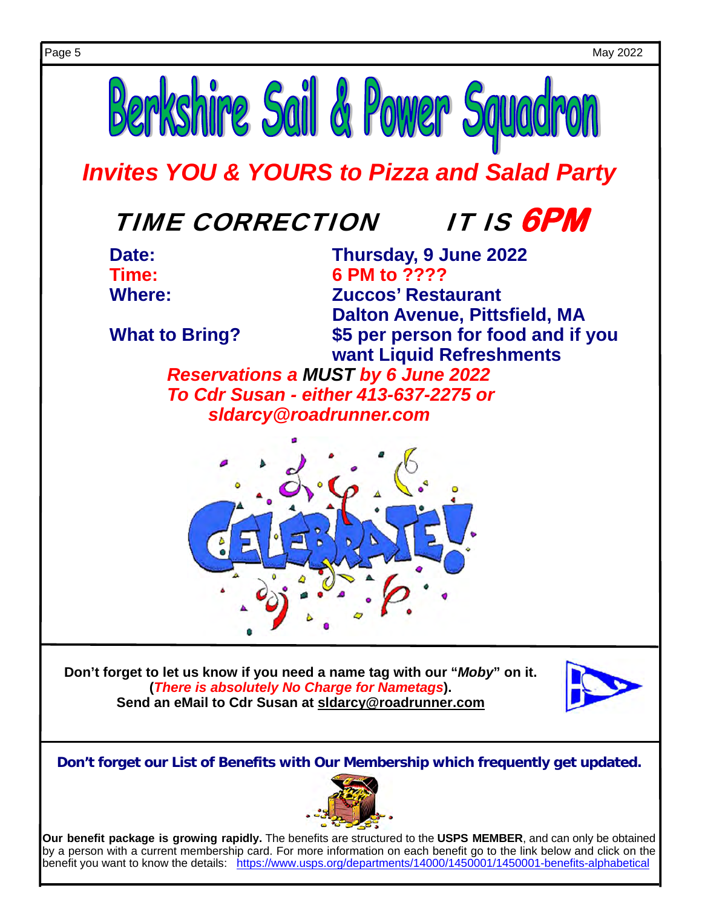# Berkshire Sail & Power Squadron

## *Invites YOU & YOURS to Pizza and Salad Party*

## *TIME CORRECTION IT IS 6PM*

**Date:** **Thursday, 9 June 2022**

**Time:** **6 PM to ????**

**Where:** **Zuccos' Restaurant**
**Dalton Avenue, Pittsfield, MA**

**What to Bring?** **$5 per person for food and if you want Liquid Refreshments**

***Reservations a MUST by 6 June 2022***
***To Cdr Susan - either 413-637-2275 or sldarcy@roadrunner.com***

**Don't forget to let us know if you need a name tag with our "*Moby*" on it.**
**(*There is absolutely No Charge for Nametags*).**
**Send an eMail to Cdr Susan at sldarcy@roadrunner.com**

**Don't forget our List of Benefits with Our Membership which frequently get updated.**

**Our benefit package is growing rapidly.** The benefits are structured to the **USPS MEMBER**, and can only be obtained by a person with a current membership card. For more information on each benefit go to the link below and click on the benefit you want to know the details: https://www.usps.org/departments/14000/1450001/1450001-benefits-alphabetical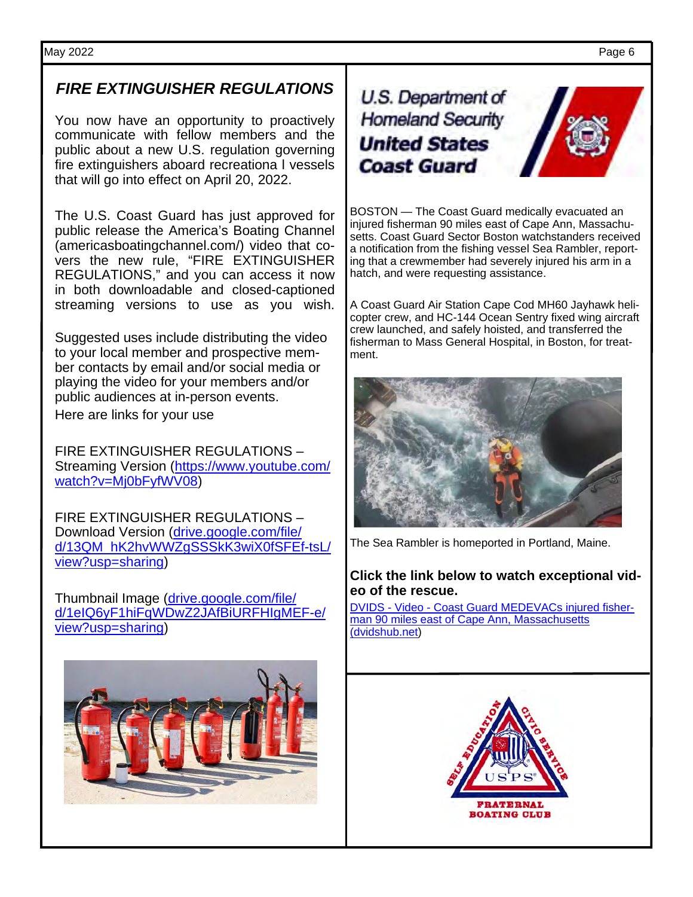## *FIRE EXTINGUISHER REGULATIONS*

You now have an opportunity to proactively communicate with fellow members and the public about a new U.S. regulation governing fire extinguishers aboard recreationa l vessels that will go into effect on April 20, 2022.

The U.S. Coast Guard has just approved for public release the America's Boating Channel (americasboatingchannel.com/) video that covers the new rule, "FIRE EXTINGUISHER REGULATIONS," and you can access it now in both downloadable and closed-captioned streaming versions to use as you wish.

Suggested uses include distributing the video to your local member and prospective member contacts by email and/or social media or playing the video for your members and/or public audiences at in-person events.

Here are links for your use

FIRE EXTINGUISHER REGULATIONS – Streaming Version (https://www.youtube.com/watch?v=Mj0bFyfWV08)

FIRE EXTINGUISHER REGULATIONS – Download Version (drive.google.com/file/d/13QM_hK2hvWWZgSSSkK3wiX0fSFEf-tsL/view?usp=sharing)

Thumbnail Image (drive.google.com/file/d/1eIQ6yF1hiFqWDwZ2JAfBiURFHIgMEF-e/view?usp=sharing)

U.S. Department of Homeland Security
**United States Coast Guard**

BOSTON — The Coast Guard medically evacuated an injured fisherman 90 miles east of Cape Ann, Massachusetts. Coast Guard Sector Boston watchstanders received a notification from the fishing vessel Sea Rambler, reporting that a crewmember had severely injured his arm in a hatch, and were requesting assistance.

A Coast Guard Air Station Cape Cod MH60 Jayhawk helicopter crew, and HC-144 Ocean Sentry fixed wing aircraft crew launched, and safely hoisted, and transferred the fisherman to Mass General Hospital, in Boston, for treatment.

The Sea Rambler is homeported in Portland, Maine.

**Click the link below to watch exceptional video of the rescue.**

DVIDS - Video - Coast Guard MEDEVACs injured fisherman 90 miles east of Cape Ann, Massachusetts (dvidshub.net)

SELF EDUCATION CIVIC SERVICE USPS

FRATERNAL BOATING CLUB